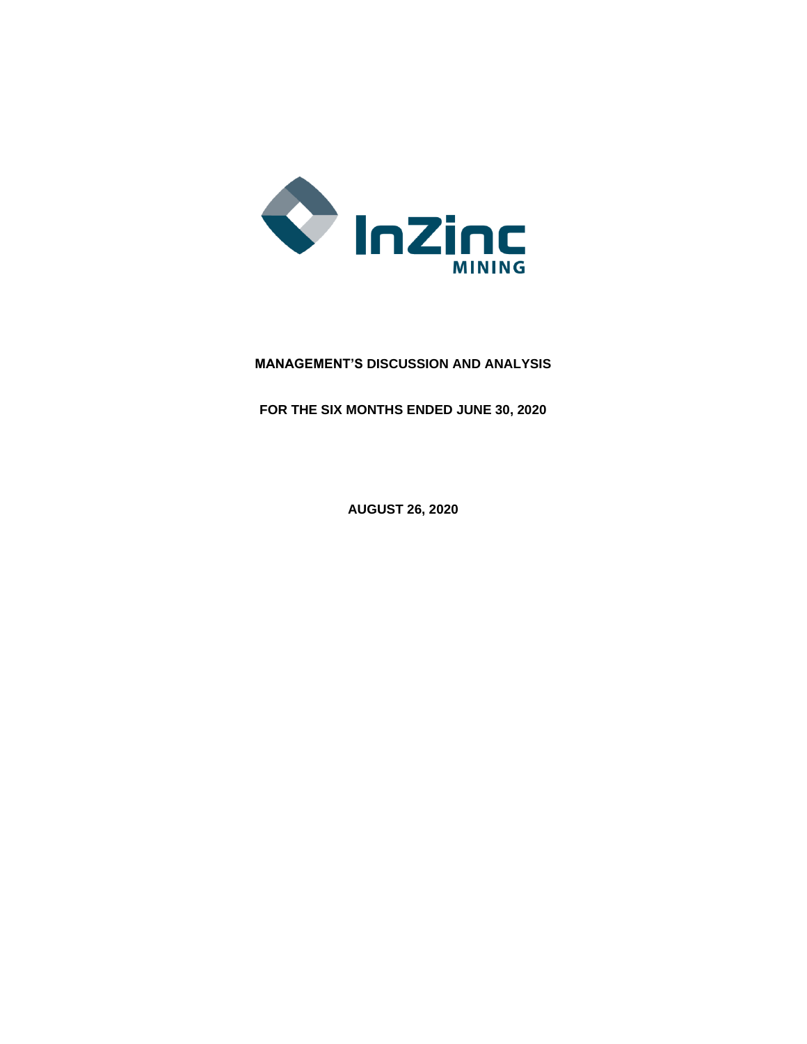InZinc MINING

# MANAGEMENT'S DISCUSSION AND ANALYSIS

## FOR THE SIX MONTHS ENDED JUNE 30, 2020

**AUGUST 26, 2020**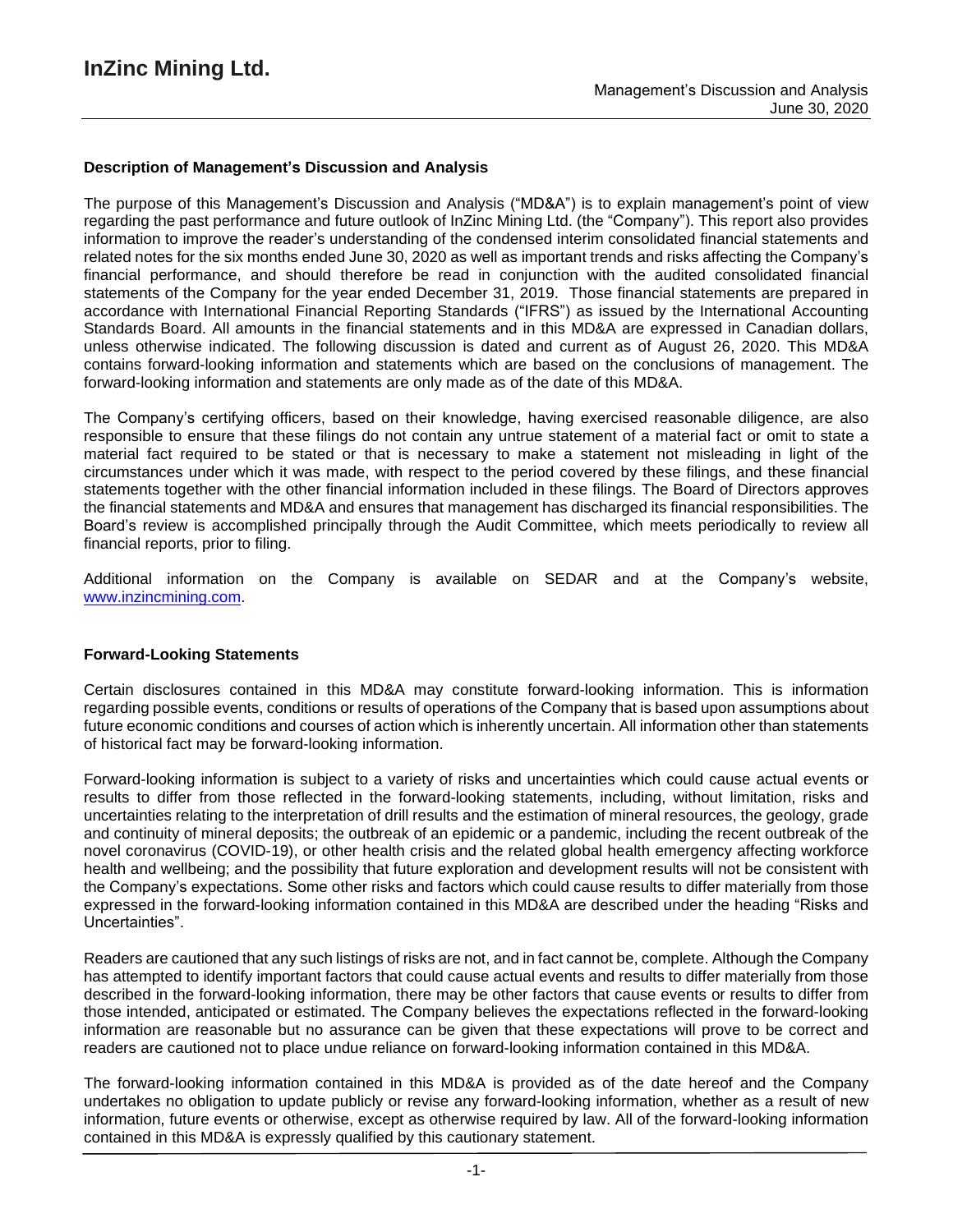## Description of Management's Discussion and Analysis

The purpose of this Management's Discussion and Analysis ("MD&A") is to explain management's point of view regarding the past performance and future outlook of InZinc Mining Ltd. (the "Company"). This report also provides information to improve the reader's understanding of the condensed interim consolidated financial statements and related notes for the six months ended June 30, 2020 as well as important trends and risks affecting the Company's financial performance, and should therefore be read in conjunction with the audited consolidated financial statements of the Company for the year ended December 31, 2019. Those financial statements are prepared in accordance with International Financial Reporting Standards ("IFRS") as issued by the International Accounting Standards Board. All amounts in the financial statements and in this MD&A are expressed in Canadian dollars, unless otherwise indicated. The following discussion is dated and current as of August 26, 2020. This MD&A contains forward-looking information and statements which are based on the conclusions of management. The forward-looking information and statements are only made as of the date of this MD&A.

The Company's certifying officers, based on their knowledge, having exercised reasonable diligence, are also responsible to ensure that these filings do not contain any untrue statement of a material fact or omit to state a material fact required to be stated or that is necessary to make a statement not misleading in light of the circumstances under which it was made, with respect to the period covered by these filings, and these financial statements together with the other financial information included in these filings. The Board of Directors approves the financial statements and MD&A and ensures that management has discharged its financial responsibilities. The Board's review is accomplished principally through the Audit Committee, which meets periodically to review all financial reports, prior to filing.

Additional information on the Company is available on SEDAR and at the Company's website, www.inzincmining.com.

## Forward-Looking Statements

Certain disclosures contained in this MD&A may constitute forward-looking information. This is information regarding possible events, conditions or results of operations of the Company that is based upon assumptions about future economic conditions and courses of action which is inherently uncertain. All information other than statements of historical fact may be forward-looking information.

Forward-looking information is subject to a variety of risks and uncertainties which could cause actual events or results to differ from those reflected in the forward-looking statements, including, without limitation, risks and uncertainties relating to the interpretation of drill results and the estimation of mineral resources, the geology, grade and continuity of mineral deposits; the outbreak of an epidemic or a pandemic, including the recent outbreak of the novel coronavirus (COVID-19), or other health crisis and the related global health emergency affecting workforce health and wellbeing; and the possibility that future exploration and development results will not be consistent with the Company's expectations. Some other risks and factors which could cause results to differ materially from those expressed in the forward-looking information contained in this MD&A are described under the heading "Risks and Uncertainties".

Readers are cautioned that any such listings of risks are not, and in fact cannot be, complete. Although the Company has attempted to identify important factors that could cause actual events and results to differ materially from those described in the forward-looking information, there may be other factors that cause events or results to differ from those intended, anticipated or estimated. The Company believes the expectations reflected in the forward-looking information are reasonable but no assurance can be given that these expectations will prove to be correct and readers are cautioned not to place undue reliance on forward-looking information contained in this MD&A.

The forward-looking information contained in this MD&A is provided as of the date hereof and the Company undertakes no obligation to update publicly or revise any forward-looking information, whether as a result of new information, future events or otherwise, except as otherwise required by law. All of the forward-looking information contained in this MD&A is expressly qualified by this cautionary statement.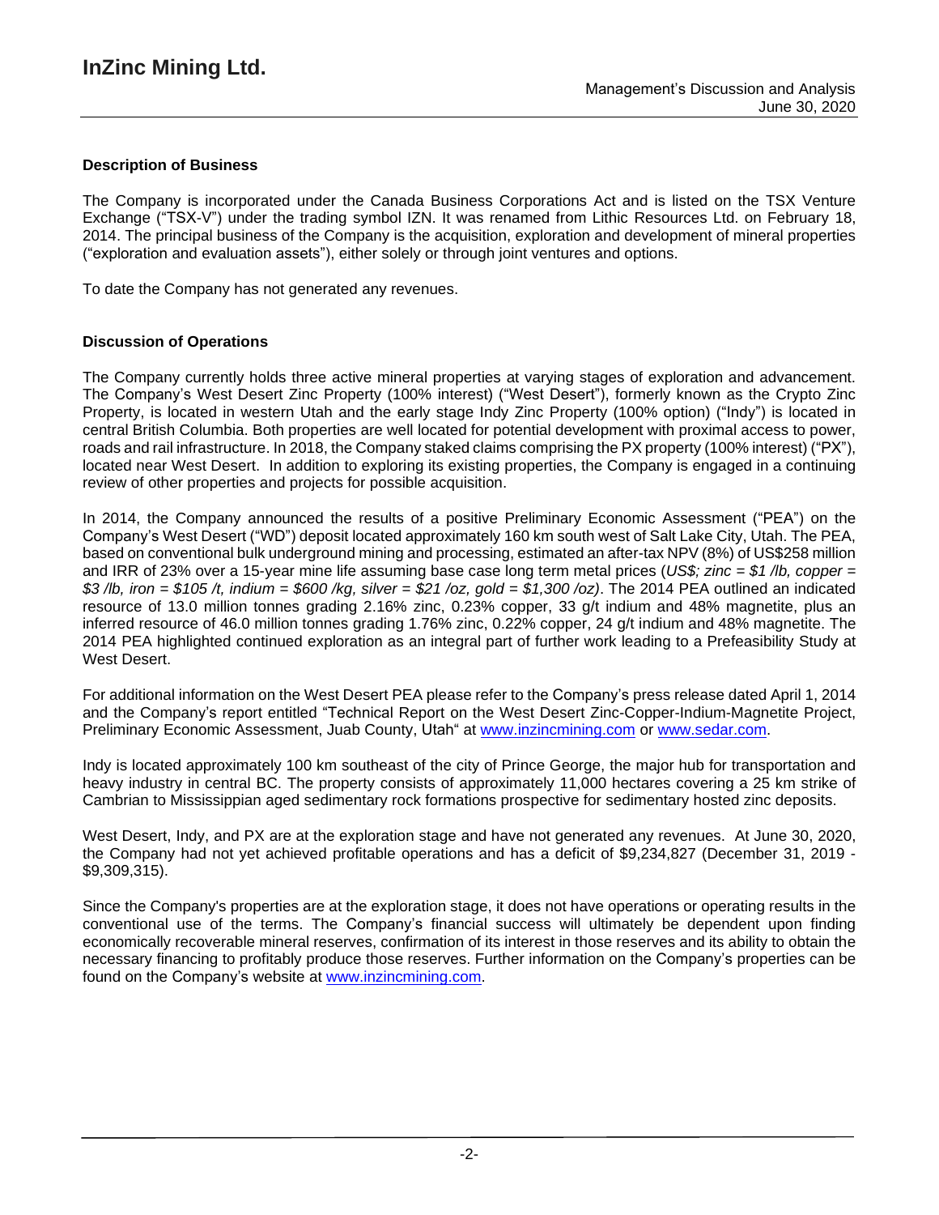## Description of Business

The Company is incorporated under the Canada Business Corporations Act and is listed on the TSX Venture Exchange ("TSX-V") under the trading symbol IZN. It was renamed from Lithic Resources Ltd. on February 18, 2014. The principal business of the Company is the acquisition, exploration and development of mineral properties ("exploration and evaluation assets"), either solely or through joint ventures and options.

To date the Company has not generated any revenues.

## Discussion of Operations

The Company currently holds three active mineral properties at varying stages of exploration and advancement. The Company's West Desert Zinc Property (100% interest) ("West Desert"), formerly known as the Crypto Zinc Property, is located in western Utah and the early stage Indy Zinc Property (100% option) ("Indy") is located in central British Columbia. Both properties are well located for potential development with proximal access to power, roads and rail infrastructure. In 2018, the Company staked claims comprising the PX property (100% interest) ("PX"), located near West Desert. In addition to exploring its existing properties, the Company is engaged in a continuing review of other properties and projects for possible acquisition.

In 2014, the Company announced the results of a positive Preliminary Economic Assessment ("PEA") on the Company's West Desert ("WD") deposit located approximately 160 km south west of Salt Lake City, Utah. The PEA, based on conventional bulk underground mining and processing, estimated an after-tax NPV (8%) of US$258 million and IRR of 23% over a 15-year mine life assuming base case long term metal prices (*US$; zinc = $1 /lb, copper = $3 /lb, iron = $105 /t, indium = $600 /kg, silver = $21 /oz, gold = $1,300 /oz)*. The 2014 PEA outlined an indicated resource of 13.0 million tonnes grading 2.16% zinc, 0.23% copper, 33 g/t indium and 48% magnetite, plus an inferred resource of 46.0 million tonnes grading 1.76% zinc, 0.22% copper, 24 g/t indium and 48% magnetite. The 2014 PEA highlighted continued exploration as an integral part of further work leading to a Prefeasibility Study at West Desert.

For additional information on the West Desert PEA please refer to the Company's press release dated April 1, 2014 and the Company's report entitled "Technical Report on the West Desert Zinc-Copper-Indium-Magnetite Project, Preliminary Economic Assessment, Juab County, Utah" at www.inzincmining.com or www.sedar.com.

Indy is located approximately 100 km southeast of the city of Prince George, the major hub for transportation and heavy industry in central BC. The property consists of approximately 11,000 hectares covering a 25 km strike of Cambrian to Mississippian aged sedimentary rock formations prospective for sedimentary hosted zinc deposits.

West Desert, Indy, and PX are at the exploration stage and have not generated any revenues. At June 30, 2020, the Company had not yet achieved profitable operations and has a deficit of $9,234,827 (December 31, 2019 - $9,309,315).

Since the Company's properties are at the exploration stage, it does not have operations or operating results in the conventional use of the terms. The Company's financial success will ultimately be dependent upon finding economically recoverable mineral reserves, confirmation of its interest in those reserves and its ability to obtain the necessary financing to profitably produce those reserves. Further information on the Company's properties can be found on the Company's website at www.inzincmining.com.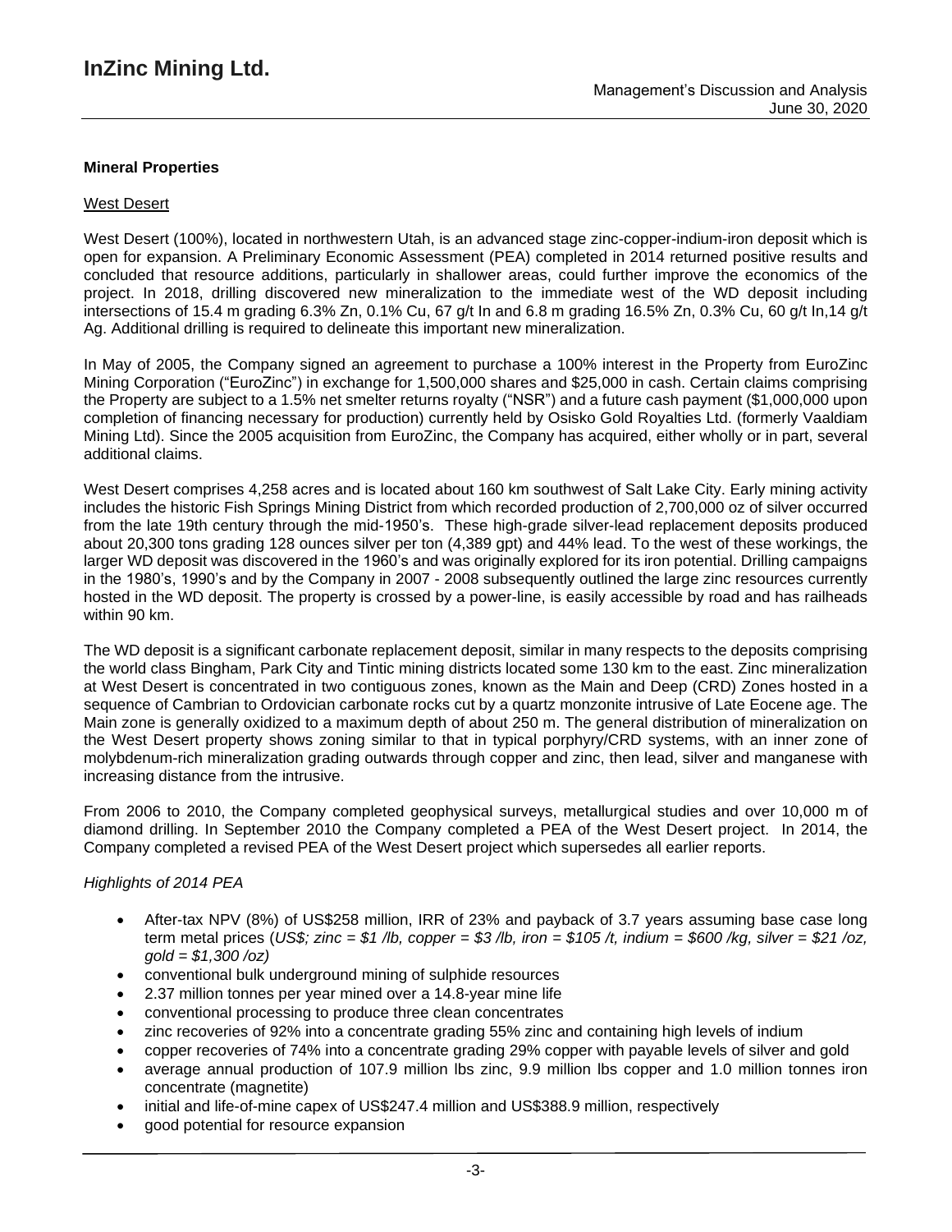## Mineral Properties

### West Desert

West Desert (100%), located in northwestern Utah, is an advanced stage zinc-copper-indium-iron deposit which is open for expansion. A Preliminary Economic Assessment (PEA) completed in 2014 returned positive results and concluded that resource additions, particularly in shallower areas, could further improve the economics of the project. In 2018, drilling discovered new mineralization to the immediate west of the WD deposit including intersections of 15.4 m grading 6.3% Zn, 0.1% Cu, 67 g/t In and 6.8 m grading 16.5% Zn, 0.3% Cu, 60 g/t In,14 g/t Ag. Additional drilling is required to delineate this important new mineralization.

In May of 2005, the Company signed an agreement to purchase a 100% interest in the Property from EuroZinc Mining Corporation ("EuroZinc") in exchange for 1,500,000 shares and $25,000 in cash. Certain claims comprising the Property are subject to a 1.5% net smelter returns royalty ("NSR") and a future cash payment ($1,000,000 upon completion of financing necessary for production) currently held by Osisko Gold Royalties Ltd. (formerly Vaaldiam Mining Ltd). Since the 2005 acquisition from EuroZinc, the Company has acquired, either wholly or in part, several additional claims.

West Desert comprises 4,258 acres and is located about 160 km southwest of Salt Lake City. Early mining activity includes the historic Fish Springs Mining District from which recorded production of 2,700,000 oz of silver occurred from the late 19th century through the mid-1950's. These high-grade silver-lead replacement deposits produced about 20,300 tons grading 128 ounces silver per ton (4,389 gpt) and 44% lead. To the west of these workings, the larger WD deposit was discovered in the 1960's and was originally explored for its iron potential. Drilling campaigns in the 1980's, 1990's and by the Company in 2007 - 2008 subsequently outlined the large zinc resources currently hosted in the WD deposit. The property is crossed by a power-line, is easily accessible by road and has railheads within 90 km.

The WD deposit is a significant carbonate replacement deposit, similar in many respects to the deposits comprising the world class Bingham, Park City and Tintic mining districts located some 130 km to the east. Zinc mineralization at West Desert is concentrated in two contiguous zones, known as the Main and Deep (CRD) Zones hosted in a sequence of Cambrian to Ordovician carbonate rocks cut by a quartz monzonite intrusive of Late Eocene age. The Main zone is generally oxidized to a maximum depth of about 250 m. The general distribution of mineralization on the West Desert property shows zoning similar to that in typical porphyry/CRD systems, with an inner zone of molybdenum-rich mineralization grading outwards through copper and zinc, then lead, silver and manganese with increasing distance from the intrusive.

From 2006 to 2010, the Company completed geophysical surveys, metallurgical studies and over 10,000 m of diamond drilling. In September 2010 the Company completed a PEA of the West Desert project. In 2014, the Company completed a revised PEA of the West Desert project which supersedes all earlier reports.

*Highlights of 2014 PEA*

- After-tax NPV (8%) of US$258 million, IRR of 23% and payback of 3.7 years assuming base case long term metal prices (*US$; zinc = $1 /lb, copper = $3 /lb, iron = $105 /t, indium = $600 /kg, silver = $21 /oz, gold = $1,300 /oz)*
- conventional bulk underground mining of sulphide resources
- 2.37 million tonnes per year mined over a 14.8-year mine life
- conventional processing to produce three clean concentrates
- zinc recoveries of 92% into a concentrate grading 55% zinc and containing high levels of indium
- copper recoveries of 74% into a concentrate grading 29% copper with payable levels of silver and gold
- average annual production of 107.9 million lbs zinc, 9.9 million lbs copper and 1.0 million tonnes iron concentrate (magnetite)
- initial and life-of-mine capex of US$247.4 million and US$388.9 million, respectively
- good potential for resource expansion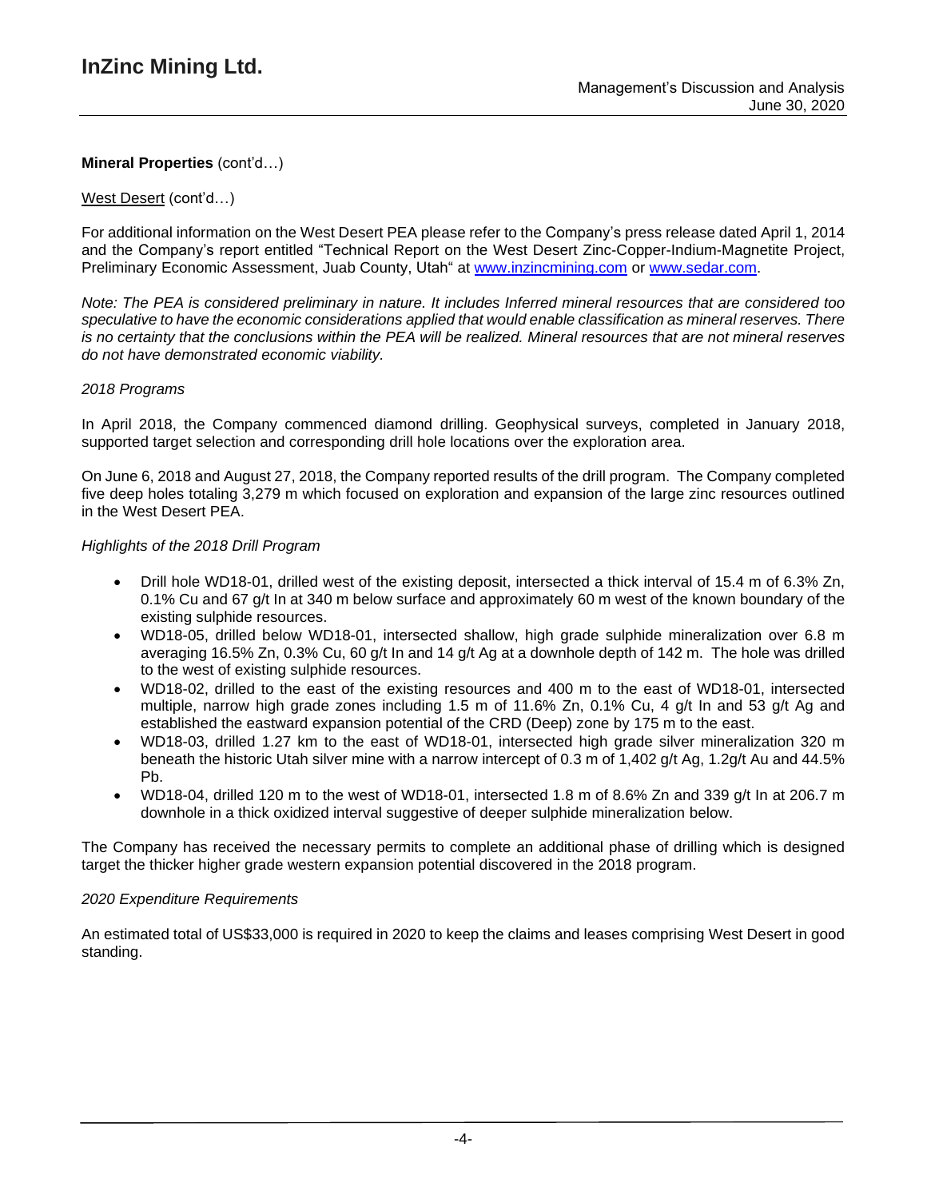**Mineral Properties** (cont'd…)

West Desert (cont'd…)

For additional information on the West Desert PEA please refer to the Company's press release dated April 1, 2014 and the Company's report entitled "Technical Report on the West Desert Zinc-Copper-Indium-Magnetite Project, Preliminary Economic Assessment, Juab County, Utah" at www.inzincmining.com or www.sedar.com.

*Note: The PEA is considered preliminary in nature. It includes Inferred mineral resources that are considered too speculative to have the economic considerations applied that would enable classification as mineral reserves. There is no certainty that the conclusions within the PEA will be realized. Mineral resources that are not mineral reserves do not have demonstrated economic viability.*

*2018 Programs*

In April 2018, the Company commenced diamond drilling. Geophysical surveys, completed in January 2018, supported target selection and corresponding drill hole locations over the exploration area.

On June 6, 2018 and August 27, 2018, the Company reported results of the drill program. The Company completed five deep holes totaling 3,279 m which focused on exploration and expansion of the large zinc resources outlined in the West Desert PEA.

*Highlights of the 2018 Drill Program*

- Drill hole WD18-01, drilled west of the existing deposit, intersected a thick interval of 15.4 m of 6.3% Zn, 0.1% Cu and 67 g/t In at 340 m below surface and approximately 60 m west of the known boundary of the existing sulphide resources.
- WD18-05, drilled below WD18-01, intersected shallow, high grade sulphide mineralization over 6.8 m averaging 16.5% Zn, 0.3% Cu, 60 g/t In and 14 g/t Ag at a downhole depth of 142 m. The hole was drilled to the west of existing sulphide resources.
- WD18-02, drilled to the east of the existing resources and 400 m to the east of WD18-01, intersected multiple, narrow high grade zones including 1.5 m of 11.6% Zn, 0.1% Cu, 4 g/t In and 53 g/t Ag and established the eastward expansion potential of the CRD (Deep) zone by 175 m to the east.
- WD18-03, drilled 1.27 km to the east of WD18-01, intersected high grade silver mineralization 320 m beneath the historic Utah silver mine with a narrow intercept of 0.3 m of 1,402 g/t Ag, 1.2g/t Au and 44.5% Pb.
- WD18-04, drilled 120 m to the west of WD18-01, intersected 1.8 m of 8.6% Zn and 339 g/t In at 206.7 m downhole in a thick oxidized interval suggestive of deeper sulphide mineralization below.

The Company has received the necessary permits to complete an additional phase of drilling which is designed target the thicker higher grade western expansion potential discovered in the 2018 program.

*2020 Expenditure Requirements*

An estimated total of US$33,000 is required in 2020 to keep the claims and leases comprising West Desert in good standing.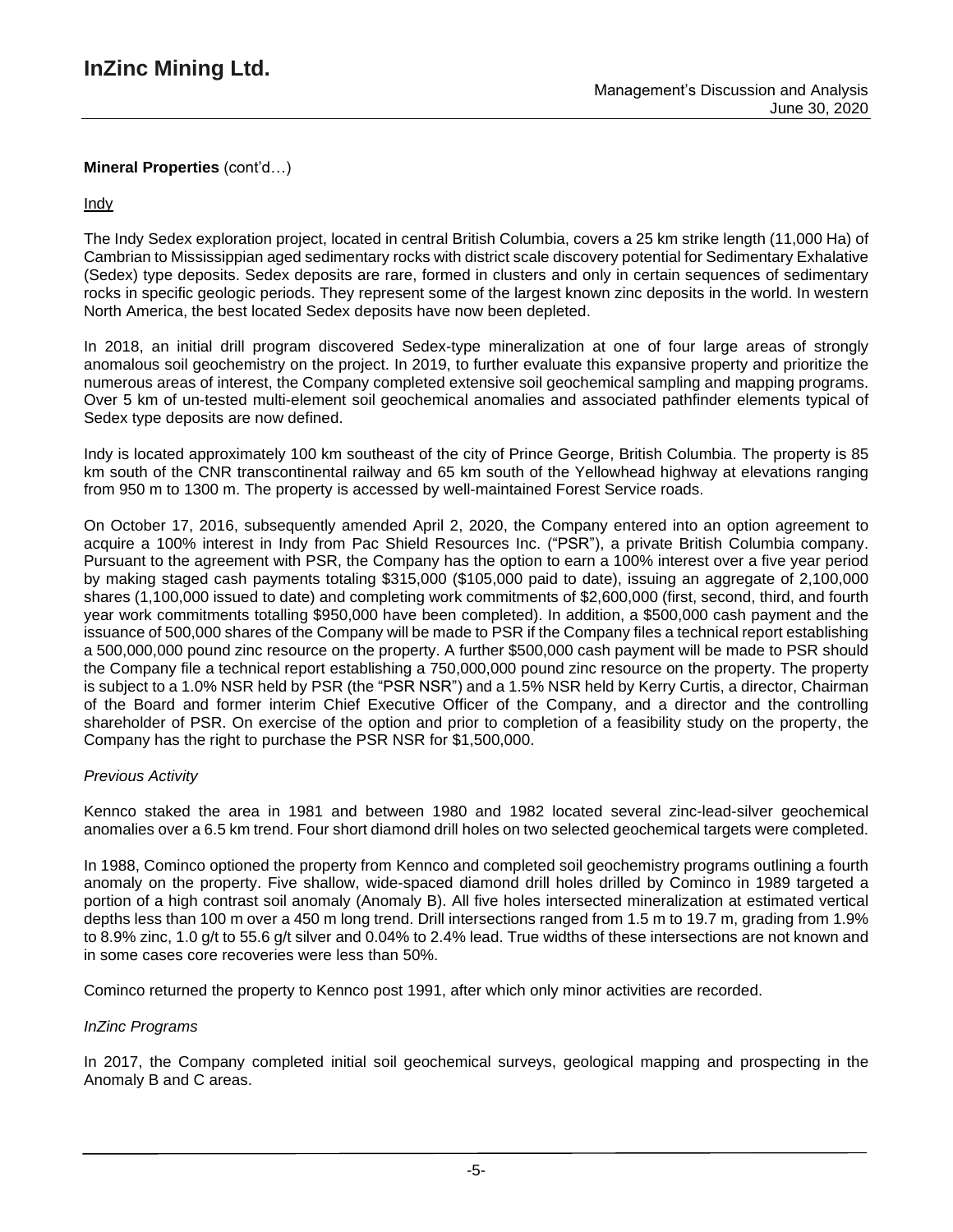**Mineral Properties** (cont'd…)

Indy

The Indy Sedex exploration project, located in central British Columbia, covers a 25 km strike length (11,000 Ha) of Cambrian to Mississippian aged sedimentary rocks with district scale discovery potential for Sedimentary Exhalative (Sedex) type deposits. Sedex deposits are rare, formed in clusters and only in certain sequences of sedimentary rocks in specific geologic periods. They represent some of the largest known zinc deposits in the world. In western North America, the best located Sedex deposits have now been depleted.

In 2018, an initial drill program discovered Sedex-type mineralization at one of four large areas of strongly anomalous soil geochemistry on the project. In 2019, to further evaluate this expansive property and prioritize the numerous areas of interest, the Company completed extensive soil geochemical sampling and mapping programs. Over 5 km of un-tested multi-element soil geochemical anomalies and associated pathfinder elements typical of Sedex type deposits are now defined.

Indy is located approximately 100 km southeast of the city of Prince George, British Columbia. The property is 85 km south of the CNR transcontinental railway and 65 km south of the Yellowhead highway at elevations ranging from 950 m to 1300 m. The property is accessed by well-maintained Forest Service roads.

On October 17, 2016, subsequently amended April 2, 2020, the Company entered into an option agreement to acquire a 100% interest in Indy from Pac Shield Resources Inc. ("PSR"), a private British Columbia company. Pursuant to the agreement with PSR, the Company has the option to earn a 100% interest over a five year period by making staged cash payments totaling $315,000 ($105,000 paid to date), issuing an aggregate of 2,100,000 shares (1,100,000 issued to date) and completing work commitments of $2,600,000 (first, second, third, and fourth year work commitments totalling $950,000 have been completed). In addition, a $500,000 cash payment and the issuance of 500,000 shares of the Company will be made to PSR if the Company files a technical report establishing a 500,000,000 pound zinc resource on the property. A further $500,000 cash payment will be made to PSR should the Company file a technical report establishing a 750,000,000 pound zinc resource on the property. The property is subject to a 1.0% NSR held by PSR (the "PSR NSR") and a 1.5% NSR held by Kerry Curtis, a director, Chairman of the Board and former interim Chief Executive Officer of the Company, and a director and the controlling shareholder of PSR. On exercise of the option and prior to completion of a feasibility study on the property, the Company has the right to purchase the PSR NSR for $1,500,000.

*Previous Activity*

Kennco staked the area in 1981 and between 1980 and 1982 located several zinc-lead-silver geochemical anomalies over a 6.5 km trend. Four short diamond drill holes on two selected geochemical targets were completed.

In 1988, Cominco optioned the property from Kennco and completed soil geochemistry programs outlining a fourth anomaly on the property. Five shallow, wide-spaced diamond drill holes drilled by Cominco in 1989 targeted a portion of a high contrast soil anomaly (Anomaly B). All five holes intersected mineralization at estimated vertical depths less than 100 m over a 450 m long trend. Drill intersections ranged from 1.5 m to 19.7 m, grading from 1.9% to 8.9% zinc, 1.0 g/t to 55.6 g/t silver and 0.04% to 2.4% lead. True widths of these intersections are not known and in some cases core recoveries were less than 50%.

Cominco returned the property to Kennco post 1991, after which only minor activities are recorded.

*InZinc Programs*

In 2017, the Company completed initial soil geochemical surveys, geological mapping and prospecting in the Anomaly B and C areas.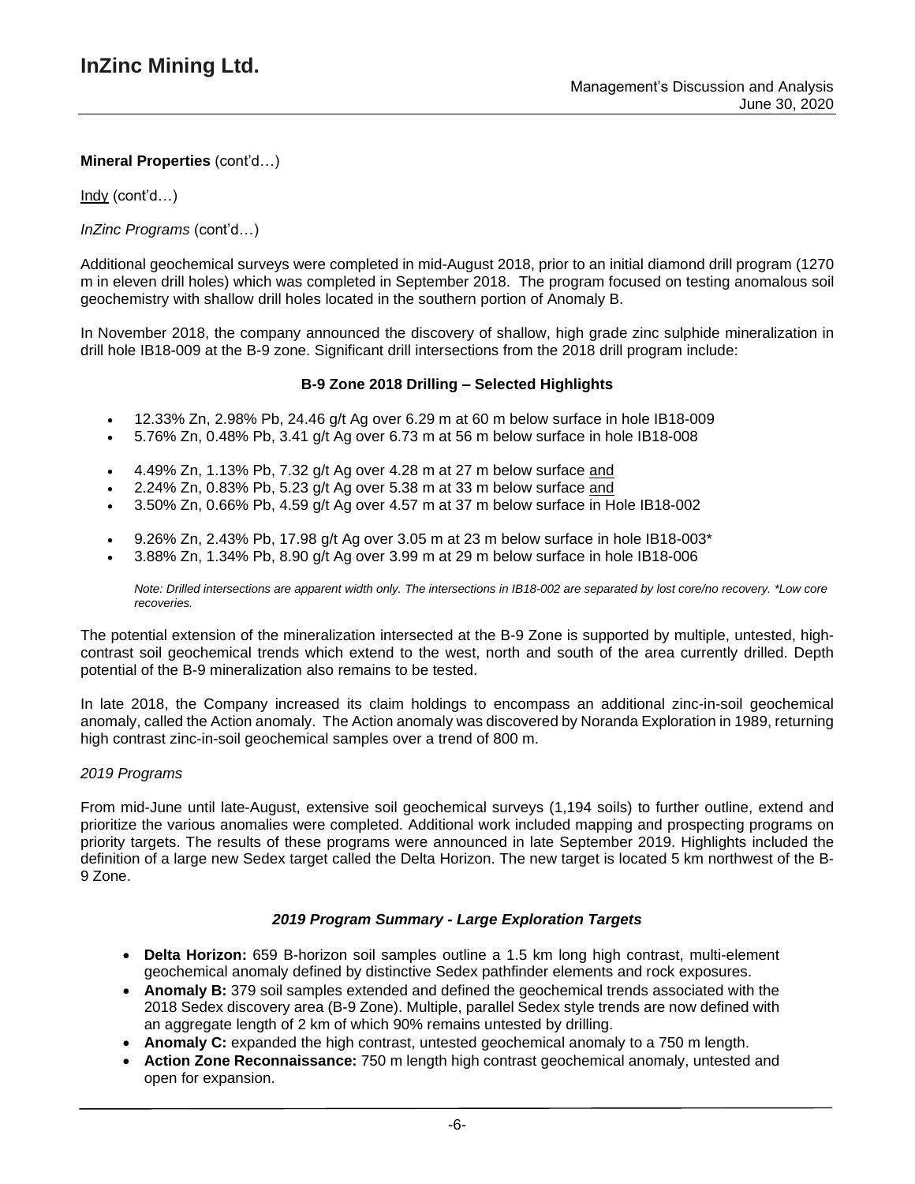**Mineral Properties** (cont'd…)

Indy (cont'd…)

*InZinc Programs* (cont'd…)

Additional geochemical surveys were completed in mid-August 2018, prior to an initial diamond drill program (1270 m in eleven drill holes) which was completed in September 2018. The program focused on testing anomalous soil geochemistry with shallow drill holes located in the southern portion of Anomaly B.

In November 2018, the company announced the discovery of shallow, high grade zinc sulphide mineralization in drill hole IB18-009 at the B-9 zone. Significant drill intersections from the 2018 drill program include:

**B-9 Zone 2018 Drilling – Selected Highlights**

- 12.33% Zn, 2.98% Pb, 24.46 g/t Ag over 6.29 m at 60 m below surface in hole IB18-009
- 5.76% Zn, 0.48% Pb, 3.41 g/t Ag over 6.73 m at 56 m below surface in hole IB18-008

- 4.49% Zn, 1.13% Pb, 7.32 g/t Ag over 4.28 m at 27 m below surface and
- 2.24% Zn, 0.83% Pb, 5.23 g/t Ag over 5.38 m at 33 m below surface and
- 3.50% Zn, 0.66% Pb, 4.59 g/t Ag over 4.57 m at 37 m below surface in Hole IB18-002

- 9.26% Zn, 2.43% Pb, 17.98 g/t Ag over 3.05 m at 23 m below surface in hole IB18-003*
- 3.88% Zn, 1.34% Pb, 8.90 g/t Ag over 3.99 m at 29 m below surface in hole IB18-006

*Note: Drilled intersections are apparent width only. The intersections in IB18-002 are separated by lost core/no recovery. *Low core recoveries.*

The potential extension of the mineralization intersected at the B-9 Zone is supported by multiple, untested, high-contrast soil geochemical trends which extend to the west, north and south of the area currently drilled. Depth potential of the B-9 mineralization also remains to be tested.

In late 2018, the Company increased its claim holdings to encompass an additional zinc-in-soil geochemical anomaly, called the Action anomaly. The Action anomaly was discovered by Noranda Exploration in 1989, returning high contrast zinc-in-soil geochemical samples over a trend of 800 m.

*2019 Programs*

From mid-June until late-August, extensive soil geochemical surveys (1,194 soils) to further outline, extend and prioritize the various anomalies were completed. Additional work included mapping and prospecting programs on priority targets. The results of these programs were announced in late September 2019. Highlights included the definition of a large new Sedex target called the Delta Horizon. The new target is located 5 km northwest of the B-9 Zone.

***2019 Program Summary - Large Exploration Targets***

- **Delta Horizon:** 659 B-horizon soil samples outline a 1.5 km long high contrast, multi-element geochemical anomaly defined by distinctive Sedex pathfinder elements and rock exposures.
- **Anomaly B:** 379 soil samples extended and defined the geochemical trends associated with the 2018 Sedex discovery area (B-9 Zone). Multiple, parallel Sedex style trends are now defined with an aggregate length of 2 km of which 90% remains untested by drilling.
- **Anomaly C:** expanded the high contrast, untested geochemical anomaly to a 750 m length.
- **Action Zone Reconnaissance:** 750 m length high contrast geochemical anomaly, untested and open for expansion.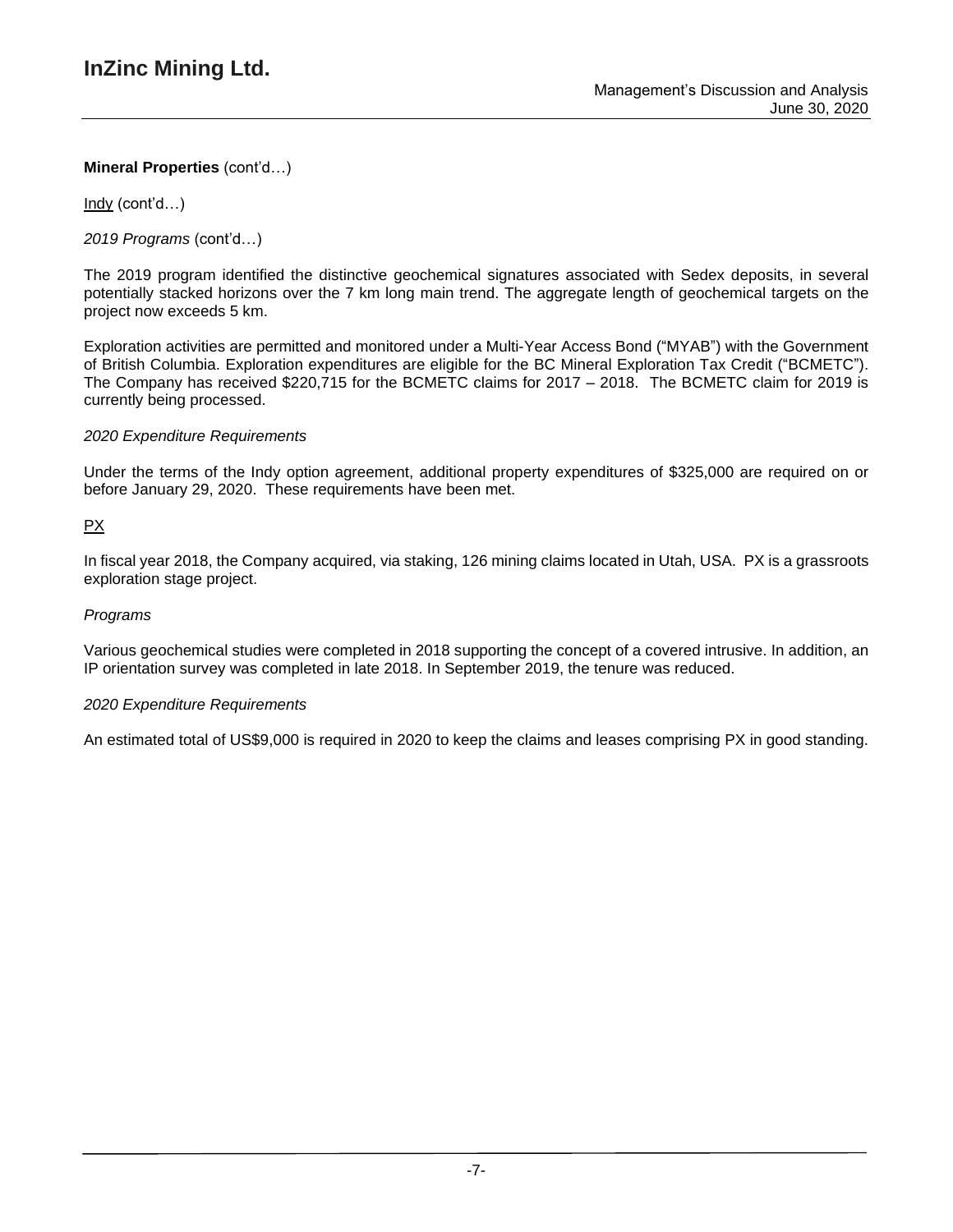**Mineral Properties** (cont'd…)

Indy (cont'd…)

*2019 Programs* (cont'd…)

The 2019 program identified the distinctive geochemical signatures associated with Sedex deposits, in several potentially stacked horizons over the 7 km long main trend. The aggregate length of geochemical targets on the project now exceeds 5 km.

Exploration activities are permitted and monitored under a Multi-Year Access Bond ("MYAB") with the Government of British Columbia. Exploration expenditures are eligible for the BC Mineral Exploration Tax Credit ("BCMETC"). The Company has received $220,715 for the BCMETC claims for 2017 – 2018. The BCMETC claim for 2019 is currently being processed.

*2020 Expenditure Requirements*

Under the terms of the Indy option agreement, additional property expenditures of $325,000 are required on or before January 29, 2020. These requirements have been met.

PX

In fiscal year 2018, the Company acquired, via staking, 126 mining claims located in Utah, USA. PX is a grassroots exploration stage project.

*Programs*

Various geochemical studies were completed in 2018 supporting the concept of a covered intrusive. In addition, an IP orientation survey was completed in late 2018. In September 2019, the tenure was reduced.

*2020 Expenditure Requirements*

An estimated total of US$9,000 is required in 2020 to keep the claims and leases comprising PX in good standing.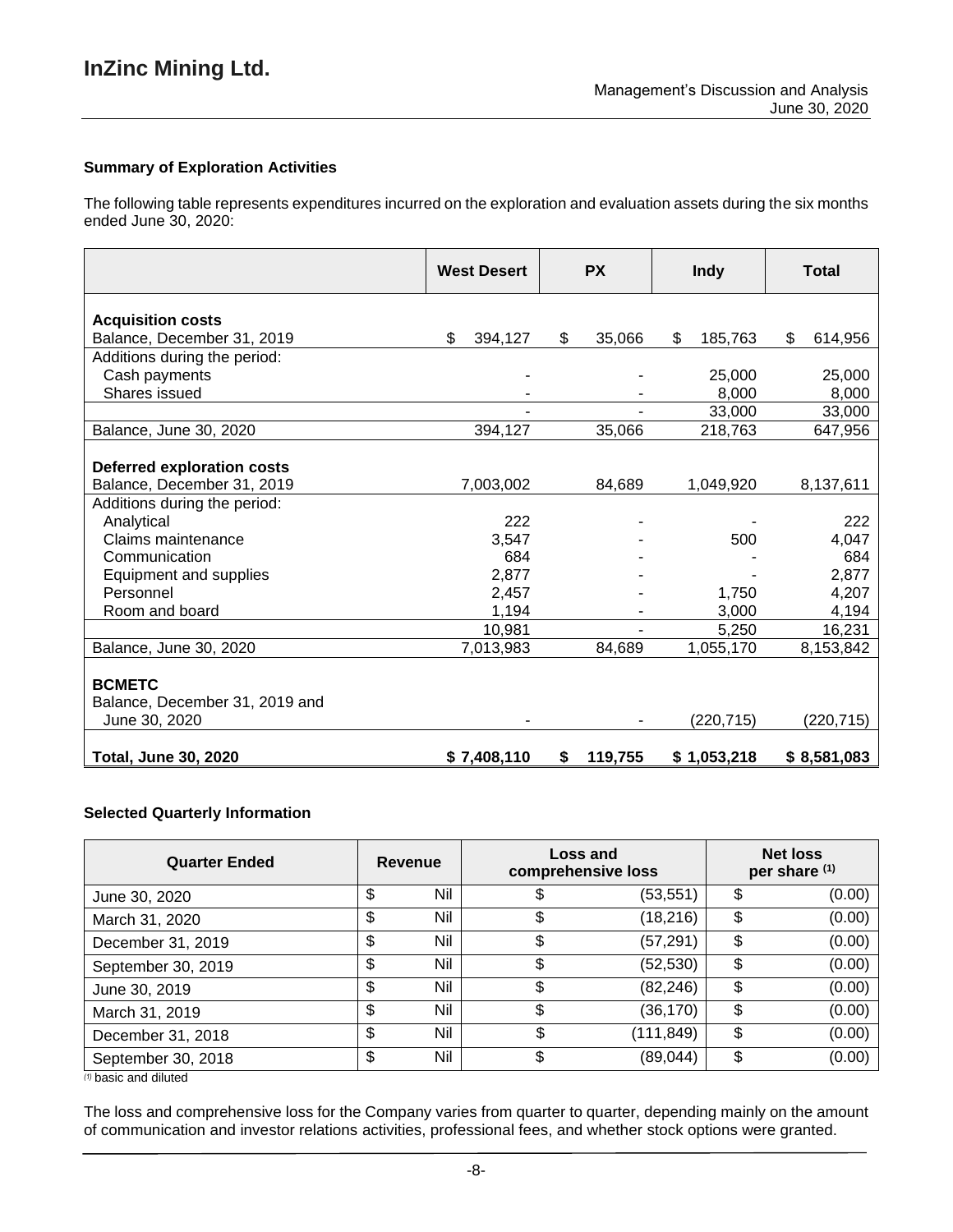### Summary of Exploration Activities

The following table represents expenditures incurred on the exploration and evaluation assets during the six months ended June 30, 2020:

| | West Desert | PX | Indy | Total |
|---|---|---|---|---|
| **Acquisition costs** | | | | |
| Balance, December 31, 2019 | $ 394,127 | $ 35,066 | $ 185,763 | $ 614,956 |
| Additions during the period: | | | | |
| Cash payments | - | - | 25,000 | 25,000 |
| Shares issued | - | - | 8,000 | 8,000 |
| | - | - | 33,000 | 33,000 |
| Balance, June 30, 2020 | 394,127 | 35,066 | 218,763 | 647,956 |
| **Deferred exploration costs** | | | | |
| Balance, December 31, 2019 | 7,003,002 | 84,689 | 1,049,920 | 8,137,611 |
| Additions during the period: | | | | |
| Analytical | 222 | - | - | 222 |
| Claims maintenance | 3,547 | - | 500 | 4,047 |
| Communication | 684 | - | - | 684 |
| Equipment and supplies | 2,877 | - | - | 2,877 |
| Personnel | 2,457 | - | 1,750 | 4,207 |
| Room and board | 1,194 | - | 3,000 | 4,194 |
| | 10,981 | - | 5,250 | 16,231 |
| Balance, June 30, 2020 | 7,013,983 | 84,689 | 1,055,170 | 8,153,842 |
| **BCMETC** | | | | |
| Balance, December 31, 2019 and June 30, 2020 | - | - | (220,715) | (220,715) |
| **Total, June 30, 2020** | **$ 7,408,110** | **$ 119,755** | **$ 1,053,218** | **$ 8,581,083** |

### Selected Quarterly Information

| Quarter Ended | Revenue | Loss and comprehensive loss | Net loss per share [(1)] |
|---|---|---|---|
| June 30, 2020 | $ Nil | $ (53,551) | $ (0.00) |
| March 31, 2020 | $ Nil | $ (18,216) | $ (0.00) |
| December 31, 2019 | $ Nil | $ (57,291) | $ (0.00) |
| September 30, 2019 | $ Nil | $ (52,530) | $ (0.00) |
| June 30, 2019 | $ Nil | $ (82,246) | $ (0.00) |
| March 31, 2019 | $ Nil | $ (36,170) | $ (0.00) |
| December 31, 2018 | $ Nil | $ (111,849) | $ (0.00) |
| September 30, 2018 | $ Nil | $ (89,044) | $ (0.00) |

[(1)] basic and diluted

The loss and comprehensive loss for the Company varies from quarter to quarter, depending mainly on the amount of communication and investor relations activities, professional fees, and whether stock options were granted.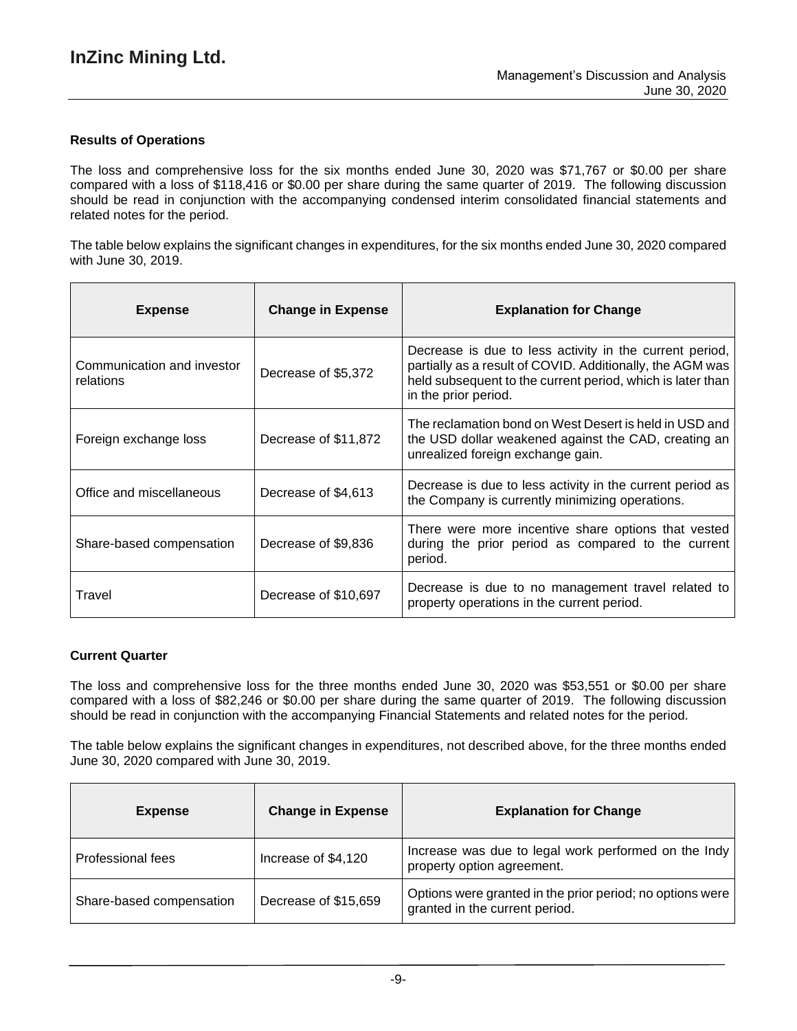### Results of Operations

The loss and comprehensive loss for the six months ended June 30, 2020 was $71,767 or $0.00 per share compared with a loss of $118,416 or $0.00 per share during the same quarter of 2019. The following discussion should be read in conjunction with the accompanying condensed interim consolidated financial statements and related notes for the period.

The table below explains the significant changes in expenditures, for the six months ended June 30, 2020 compared with June 30, 2019.

| Expense | Change in Expense | Explanation for Change |
|---|---|---|
| Communication and investor relations | Decrease of $5,372 | Decrease is due to less activity in the current period, partially as a result of COVID. Additionally, the AGM was held subsequent to the current period, which is later than in the prior period. |
| Foreign exchange loss | Decrease of $11,872 | The reclamation bond on West Desert is held in USD and the USD dollar weakened against the CAD, creating an unrealized foreign exchange gain. |
| Office and miscellaneous | Decrease of $4,613 | Decrease is due to less activity in the current period as the Company is currently minimizing operations. |
| Share-based compensation | Decrease of $9,836 | There were more incentive share options that vested during the prior period as compared to the current period. |
| Travel | Decrease of $10,697 | Decrease is due to no management travel related to property operations in the current period. |

### Current Quarter

The loss and comprehensive loss for the three months ended June 30, 2020 was $53,551 or $0.00 per share compared with a loss of $82,246 or $0.00 per share during the same quarter of 2019. The following discussion should be read in conjunction with the accompanying Financial Statements and related notes for the period.

The table below explains the significant changes in expenditures, not described above, for the three months ended June 30, 2020 compared with June 30, 2019.

| Expense | Change in Expense | Explanation for Change |
|---|---|---|
| Professional fees | Increase of $4,120 | Increase was due to legal work performed on the Indy property option agreement. |
| Share-based compensation | Decrease of $15,659 | Options were granted in the prior period; no options were granted in the current period. |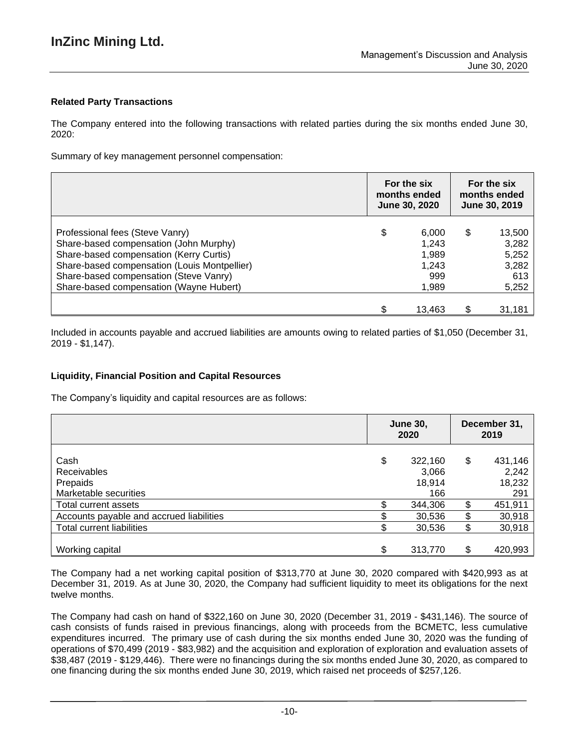## Related Party Transactions

The Company entered into the following transactions with related parties during the six months ended June 30, 2020:

Summary of key management personnel compensation:

| | For the six months ended June 30, 2020 | For the six months ended June 30, 2019 |
|---|---|---|
| Professional fees (Steve Vanry) | $ 6,000 | $ 13,500 |
| Share-based compensation (John Murphy) | 1,243 | 3,282 |
| Share-based compensation (Kerry Curtis) | 1,989 | 5,252 |
| Share-based compensation (Louis Montpellier) | 1,243 | 3,282 |
| Share-based compensation (Steve Vanry) | 999 | 613 |
| Share-based compensation (Wayne Hubert) | 1,989 | 5,252 |
| | $ 13,463 | $ 31,181 |

Included in accounts payable and accrued liabilities are amounts owing to related parties of $1,050 (December 31, 2019 - $1,147).

## Liquidity, Financial Position and Capital Resources

The Company's liquidity and capital resources are as follows:

| | June 30, 2020 | December 31, 2019 |
|---|---|---|
| Cash | $ 322,160 | $ 431,146 |
| Receivables | 3,066 | 2,242 |
| Prepaids | 18,914 | 18,232 |
| Marketable securities | 166 | 291 |
| Total current assets | $ 344,306 | $ 451,911 |
| Accounts payable and accrued liabilities | $ 30,536 | $ 30,918 |
| Total current liabilities | $ 30,536 | $ 30,918 |
| Working capital | $ 313,770 | $ 420,993 |

The Company had a net working capital position of $313,770 at June 30, 2020 compared with $420,993 as at December 31, 2019. As at June 30, 2020, the Company had sufficient liquidity to meet its obligations for the next twelve months.

The Company had cash on hand of $322,160 on June 30, 2020 (December 31, 2019 - $431,146). The source of cash consists of funds raised in previous financings, along with proceeds from the BCMETC, less cumulative expenditures incurred. The primary use of cash during the six months ended June 30, 2020 was the funding of operations of $70,499 (2019 - $83,982) and the acquisition and exploration of exploration and evaluation assets of $38,487 (2019 - $129,446). There were no financings during the six months ended June 30, 2020, as compared to one financing during the six months ended June 30, 2019, which raised net proceeds of $257,126.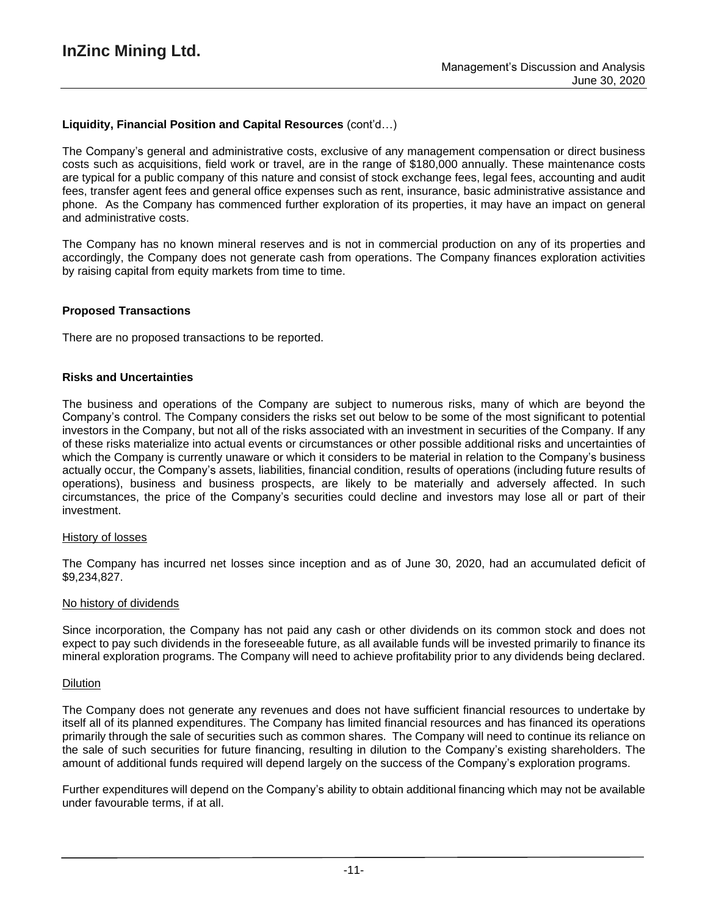**Liquidity, Financial Position and Capital Resources** (cont'd…)

The Company's general and administrative costs, exclusive of any management compensation or direct business costs such as acquisitions, field work or travel, are in the range of $180,000 annually. These maintenance costs are typical for a public company of this nature and consist of stock exchange fees, legal fees, accounting and audit fees, transfer agent fees and general office expenses such as rent, insurance, basic administrative assistance and phone. As the Company has commenced further exploration of its properties, it may have an impact on general and administrative costs.

The Company has no known mineral reserves and is not in commercial production on any of its properties and accordingly, the Company does not generate cash from operations. The Company finances exploration activities by raising capital from equity markets from time to time.

**Proposed Transactions**

There are no proposed transactions to be reported.

**Risks and Uncertainties**

The business and operations of the Company are subject to numerous risks, many of which are beyond the Company's control. The Company considers the risks set out below to be some of the most significant to potential investors in the Company, but not all of the risks associated with an investment in securities of the Company. If any of these risks materialize into actual events or circumstances or other possible additional risks and uncertainties of which the Company is currently unaware or which it considers to be material in relation to the Company's business actually occur, the Company's assets, liabilities, financial condition, results of operations (including future results of operations), business and business prospects, are likely to be materially and adversely affected. In such circumstances, the price of the Company's securities could decline and investors may lose all or part of their investment.

History of losses

The Company has incurred net losses since inception and as of June 30, 2020, had an accumulated deficit of $9,234,827.

No history of dividends

Since incorporation, the Company has not paid any cash or other dividends on its common stock and does not expect to pay such dividends in the foreseeable future, as all available funds will be invested primarily to finance its mineral exploration programs. The Company will need to achieve profitability prior to any dividends being declared.

Dilution

The Company does not generate any revenues and does not have sufficient financial resources to undertake by itself all of its planned expenditures. The Company has limited financial resources and has financed its operations primarily through the sale of securities such as common shares. The Company will need to continue its reliance on the sale of such securities for future financing, resulting in dilution to the Company's existing shareholders. The amount of additional funds required will depend largely on the success of the Company's exploration programs.

Further expenditures will depend on the Company's ability to obtain additional financing which may not be available under favourable terms, if at all.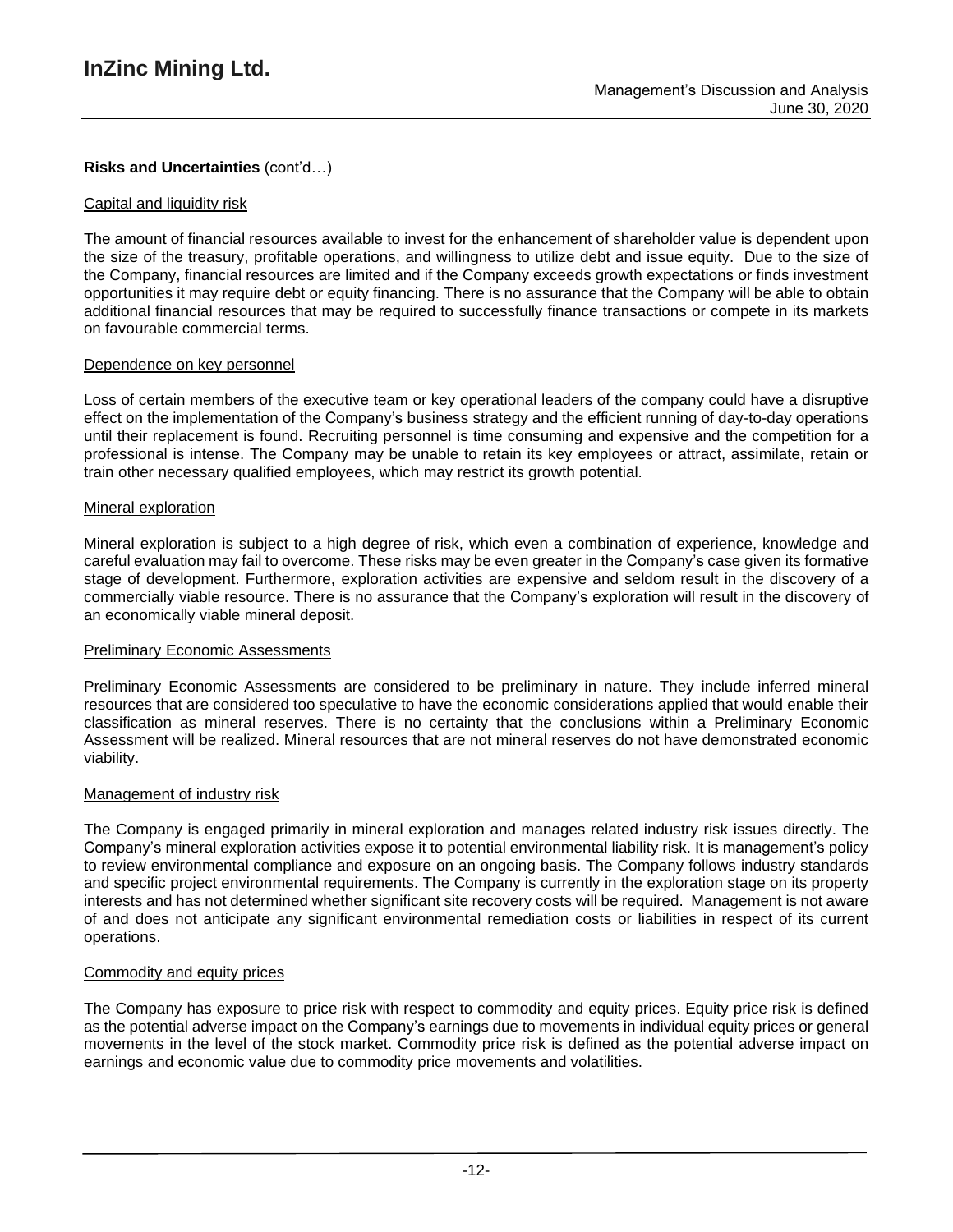**Risks and Uncertainties** (cont'd…)

Capital and liquidity risk

The amount of financial resources available to invest for the enhancement of shareholder value is dependent upon the size of the treasury, profitable operations, and willingness to utilize debt and issue equity. Due to the size of the Company, financial resources are limited and if the Company exceeds growth expectations or finds investment opportunities it may require debt or equity financing. There is no assurance that the Company will be able to obtain additional financial resources that may be required to successfully finance transactions or compete in its markets on favourable commercial terms.

Dependence on key personnel

Loss of certain members of the executive team or key operational leaders of the company could have a disruptive effect on the implementation of the Company's business strategy and the efficient running of day-to-day operations until their replacement is found. Recruiting personnel is time consuming and expensive and the competition for a professional is intense. The Company may be unable to retain its key employees or attract, assimilate, retain or train other necessary qualified employees, which may restrict its growth potential.

Mineral exploration

Mineral exploration is subject to a high degree of risk, which even a combination of experience, knowledge and careful evaluation may fail to overcome. These risks may be even greater in the Company's case given its formative stage of development. Furthermore, exploration activities are expensive and seldom result in the discovery of a commercially viable resource. There is no assurance that the Company's exploration will result in the discovery of an economically viable mineral deposit.

Preliminary Economic Assessments

Preliminary Economic Assessments are considered to be preliminary in nature. They include inferred mineral resources that are considered too speculative to have the economic considerations applied that would enable their classification as mineral reserves. There is no certainty that the conclusions within a Preliminary Economic Assessment will be realized. Mineral resources that are not mineral reserves do not have demonstrated economic viability.

Management of industry risk

The Company is engaged primarily in mineral exploration and manages related industry risk issues directly. The Company's mineral exploration activities expose it to potential environmental liability risk. It is management's policy to review environmental compliance and exposure on an ongoing basis. The Company follows industry standards and specific project environmental requirements. The Company is currently in the exploration stage on its property interests and has not determined whether significant site recovery costs will be required. Management is not aware of and does not anticipate any significant environmental remediation costs or liabilities in respect of its current operations.

Commodity and equity prices

The Company has exposure to price risk with respect to commodity and equity prices. Equity price risk is defined as the potential adverse impact on the Company's earnings due to movements in individual equity prices or general movements in the level of the stock market. Commodity price risk is defined as the potential adverse impact on earnings and economic value due to commodity price movements and volatilities.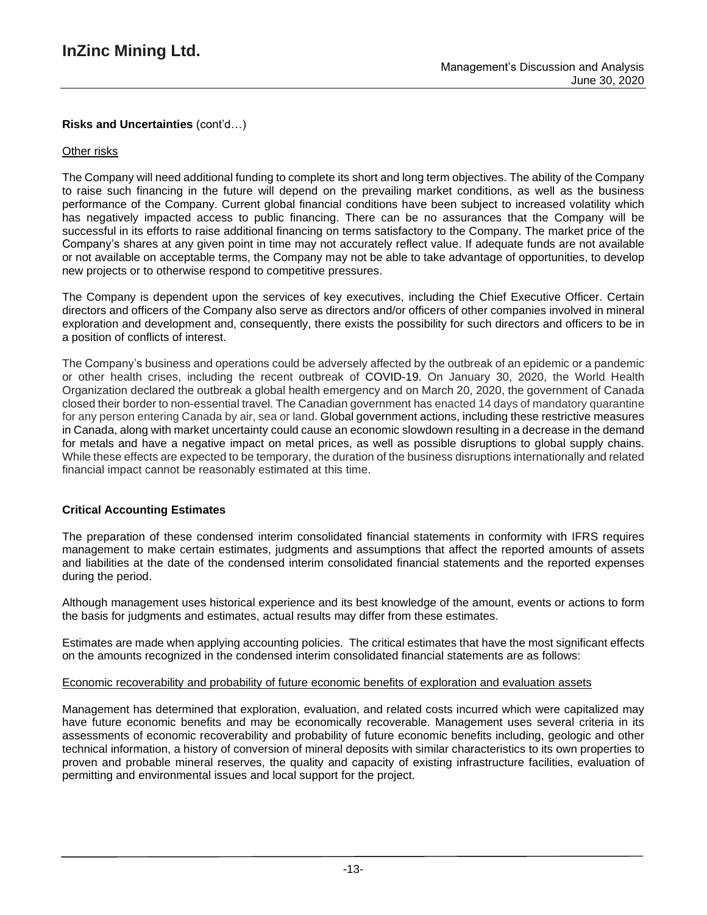**Risks and Uncertainties** (cont'd…)

Other risks

The Company will need additional funding to complete its short and long term objectives. The ability of the Company to raise such financing in the future will depend on the prevailing market conditions, as well as the business performance of the Company. Current global financial conditions have been subject to increased volatility which has negatively impacted access to public financing. There can be no assurances that the Company will be successful in its efforts to raise additional financing on terms satisfactory to the Company. The market price of the Company's shares at any given point in time may not accurately reflect value. If adequate funds are not available or not available on acceptable terms, the Company may not be able to take advantage of opportunities, to develop new projects or to otherwise respond to competitive pressures.

The Company is dependent upon the services of key executives, including the Chief Executive Officer. Certain directors and officers of the Company also serve as directors and/or officers of other companies involved in mineral exploration and development and, consequently, there exists the possibility for such directors and officers to be in a position of conflicts of interest.

The Company's business and operations could be adversely affected by the outbreak of an epidemic or a pandemic or other health crises, including the recent outbreak of COVID-19. On January 30, 2020, the World Health Organization declared the outbreak a global health emergency and on March 20, 2020, the government of Canada closed their border to non-essential travel. The Canadian government has enacted 14 days of mandatory quarantine for any person entering Canada by air, sea or land. Global government actions, including these restrictive measures in Canada, along with market uncertainty could cause an economic slowdown resulting in a decrease in the demand for metals and have a negative impact on metal prices, as well as possible disruptions to global supply chains. While these effects are expected to be temporary, the duration of the business disruptions internationally and related financial impact cannot be reasonably estimated at this time.

**Critical Accounting Estimates**

The preparation of these condensed interim consolidated financial statements in conformity with IFRS requires management to make certain estimates, judgments and assumptions that affect the reported amounts of assets and liabilities at the date of the condensed interim consolidated financial statements and the reported expenses during the period.

Although management uses historical experience and its best knowledge of the amount, events or actions to form the basis for judgments and estimates, actual results may differ from these estimates.

Estimates are made when applying accounting policies. The critical estimates that have the most significant effects on the amounts recognized in the condensed interim consolidated financial statements are as follows:

Economic recoverability and probability of future economic benefits of exploration and evaluation assets

Management has determined that exploration, evaluation, and related costs incurred which were capitalized may have future economic benefits and may be economically recoverable. Management uses several criteria in its assessments of economic recoverability and probability of future economic benefits including, geologic and other technical information, a history of conversion of mineral deposits with similar characteristics to its own properties to proven and probable mineral reserves, the quality and capacity of existing infrastructure facilities, evaluation of permitting and environmental issues and local support for the project.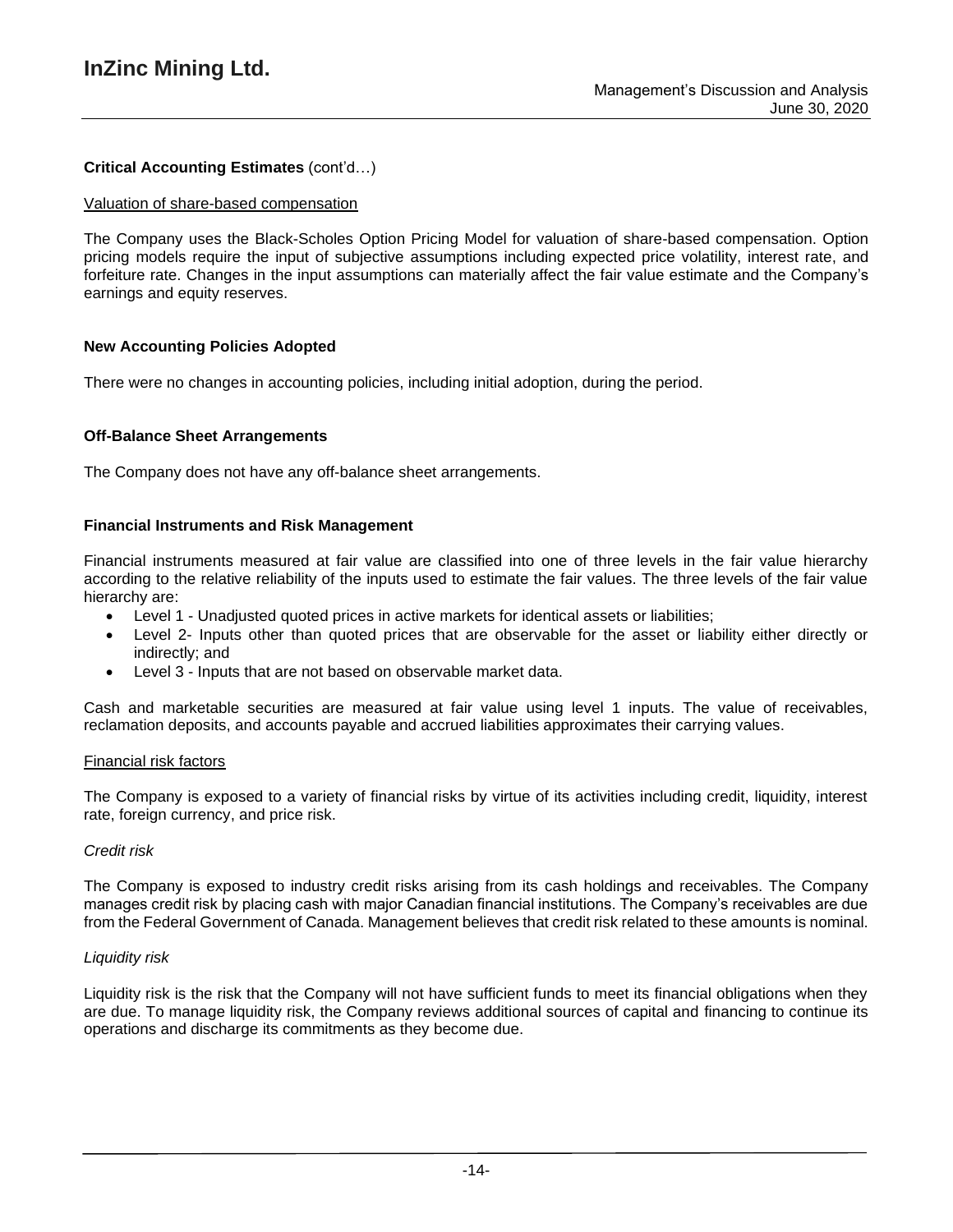### Critical Accounting Estimates (cont'd…)

Valuation of share-based compensation

The Company uses the Black-Scholes Option Pricing Model for valuation of share-based compensation. Option pricing models require the input of subjective assumptions including expected price volatility, interest rate, and forfeiture rate. Changes in the input assumptions can materially affect the fair value estimate and the Company's earnings and equity reserves.

### New Accounting Policies Adopted

There were no changes in accounting policies, including initial adoption, during the period.

### Off-Balance Sheet Arrangements

The Company does not have any off-balance sheet arrangements.

### Financial Instruments and Risk Management

Financial instruments measured at fair value are classified into one of three levels in the fair value hierarchy according to the relative reliability of the inputs used to estimate the fair values. The three levels of the fair value hierarchy are:

- Level 1 - Unadjusted quoted prices in active markets for identical assets or liabilities;
- Level 2- Inputs other than quoted prices that are observable for the asset or liability either directly or indirectly; and
- Level 3 - Inputs that are not based on observable market data.

Cash and marketable securities are measured at fair value using level 1 inputs. The value of receivables, reclamation deposits, and accounts payable and accrued liabilities approximates their carrying values.

Financial risk factors

The Company is exposed to a variety of financial risks by virtue of its activities including credit, liquidity, interest rate, foreign currency, and price risk.

*Credit risk*

The Company is exposed to industry credit risks arising from its cash holdings and receivables. The Company manages credit risk by placing cash with major Canadian financial institutions. The Company's receivables are due from the Federal Government of Canada. Management believes that credit risk related to these amounts is nominal.

*Liquidity risk*

Liquidity risk is the risk that the Company will not have sufficient funds to meet its financial obligations when they are due. To manage liquidity risk, the Company reviews additional sources of capital and financing to continue its operations and discharge its commitments as they become due.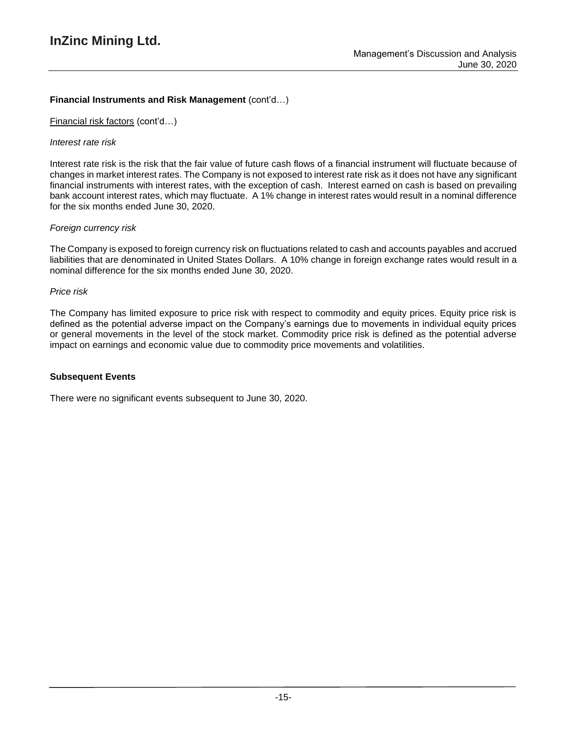**Financial Instruments and Risk Management** (cont'd…)

Financial risk factors (cont'd…)

*Interest rate risk*

Interest rate risk is the risk that the fair value of future cash flows of a financial instrument will fluctuate because of changes in market interest rates. The Company is not exposed to interest rate risk as it does not have any significant financial instruments with interest rates, with the exception of cash. Interest earned on cash is based on prevailing bank account interest rates, which may fluctuate. A 1% change in interest rates would result in a nominal difference for the six months ended June 30, 2020.

*Foreign currency risk*

The Company is exposed to foreign currency risk on fluctuations related to cash and accounts payables and accrued liabilities that are denominated in United States Dollars. A 10% change in foreign exchange rates would result in a nominal difference for the six months ended June 30, 2020.

*Price risk*

The Company has limited exposure to price risk with respect to commodity and equity prices. Equity price risk is defined as the potential adverse impact on the Company's earnings due to movements in individual equity prices or general movements in the level of the stock market. Commodity price risk is defined as the potential adverse impact on earnings and economic value due to commodity price movements and volatilities.

**Subsequent Events**

There were no significant events subsequent to June 30, 2020.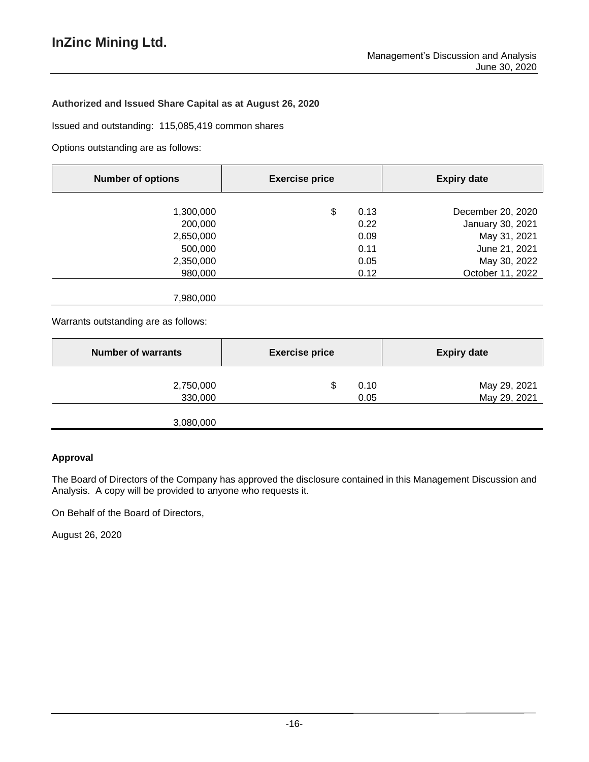**Authorized and Issued Share Capital as at August 26, 2020**

Issued and outstanding: 115,085,419 common shares

Options outstanding are as follows:

| Number of options | Exercise price | Expiry date |
|---|---|---|
| 1,300,000 | $ 0.13 | December 20, 2020 |
| 200,000 | 0.22 | January 30, 2021 |
| 2,650,000 | 0.09 | May 31, 2021 |
| 500,000 | 0.11 | June 21, 2021 |
| 2,350,000 | 0.05 | May 30, 2022 |
| 980,000 | 0.12 | October 11, 2022 |
| 7,980,000 | | |

Warrants outstanding are as follows:

| Number of warrants | Exercise price | Expiry date |
|---|---|---|
| 2,750,000 | $ 0.10 | May 29, 2021 |
| 330,000 | 0.05 | May 29, 2021 |
| 3,080,000 | | |

**Approval**

The Board of Directors of the Company has approved the disclosure contained in this Management Discussion and Analysis. A copy will be provided to anyone who requests it.

On Behalf of the Board of Directors,

August 26, 2020